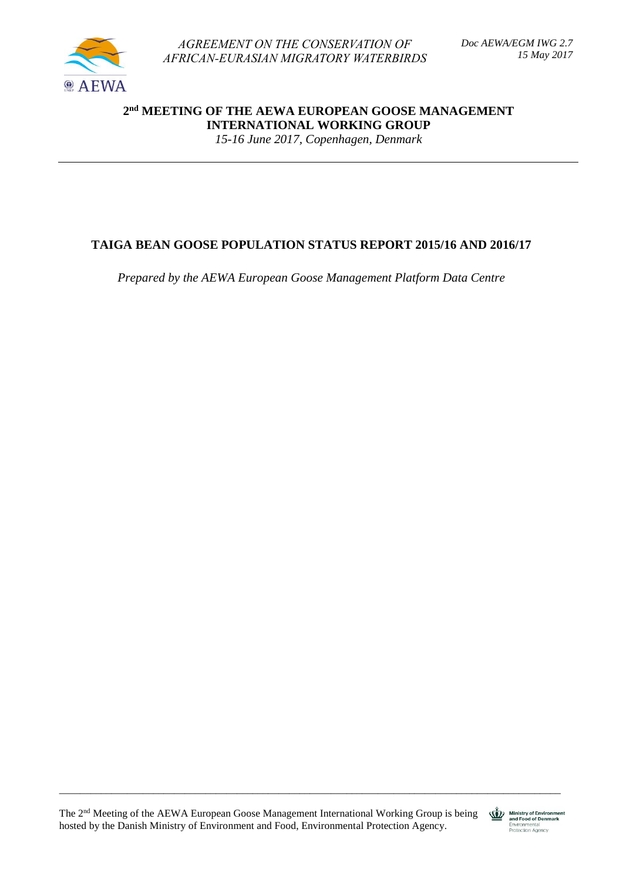AGREEMENT ON THE CONSERVATION OF AFRICAN-EURASIAN MIGRATORY WATERBIRDS

Doc AEWA/EGM IWG 2.7
15 May 2017

**2nd MEETING OF THE AEWA EUROPEAN GOOSE MANAGEMENT INTERNATIONAL WORKING GROUP**

*15-16 June 2017, Copenhagen, Denmark*

---

# TAIGA BEAN GOOSE POPULATION STATUS REPORT 2015/16 AND 2016/17

*Prepared by the AEWA European Goose Management Platform Data Centre*

---

The 2nd Meeting of the AEWA European Goose Management International Working Group is being hosted by the Danish Ministry of Environment and Food, Environmental Protection Agency.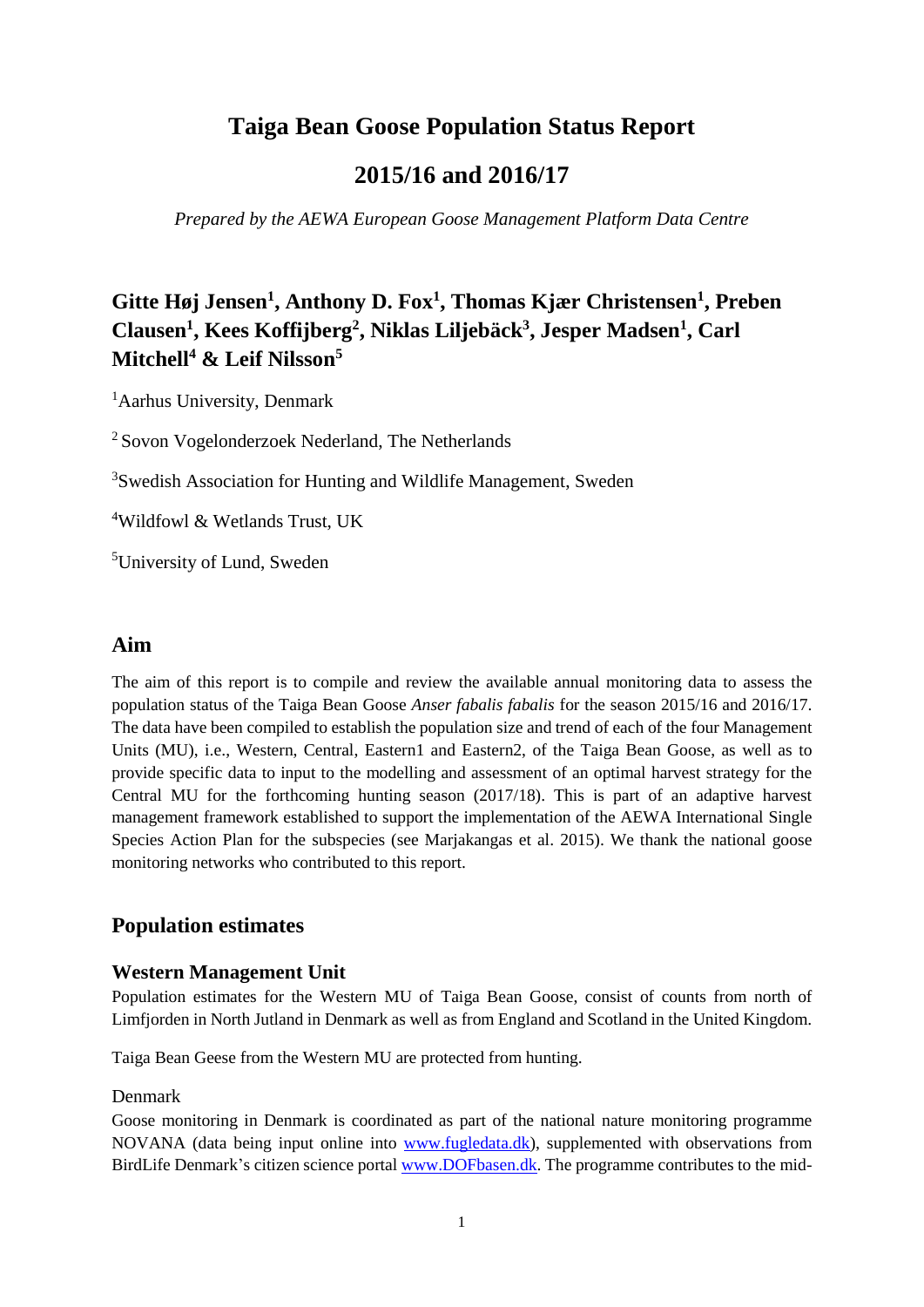# Taiga Bean Goose Population Status Report

# 2015/16 and 2016/17

*Prepared by the AEWA European Goose Management Platform Data Centre*

**Gitte Høj Jensen[1], Anthony D. Fox[1], Thomas Kjær Christensen[1], Preben Clausen[1], Kees Koffijberg[2], Niklas Liljebäck[3], Jesper Madsen[1], Carl Mitchell[4] & Leif Nilsson[5]**

[1]Aarhus University, Denmark

[2] Sovon Vogelonderzoek Nederland, The Netherlands

[3]Swedish Association for Hunting and Wildlife Management, Sweden

[4]Wildfowl & Wetlands Trust, UK

[5]University of Lund, Sweden

## Aim

The aim of this report is to compile and review the available annual monitoring data to assess the population status of the Taiga Bean Goose *Anser fabalis fabalis* for the season 2015/16 and 2016/17. The data have been compiled to establish the population size and trend of each of the four Management Units (MU), i.e., Western, Central, Eastern1 and Eastern2, of the Taiga Bean Goose, as well as to provide specific data to input to the modelling and assessment of an optimal harvest strategy for the Central MU for the forthcoming hunting season (2017/18). This is part of an adaptive harvest management framework established to support the implementation of the AEWA International Single Species Action Plan for the subspecies (see Marjakangas et al. 2015). We thank the national goose monitoring networks who contributed to this report.

## Population estimates

### Western Management Unit

Population estimates for the Western MU of Taiga Bean Goose, consist of counts from north of Limfjorden in North Jutland in Denmark as well as from England and Scotland in the United Kingdom.

Taiga Bean Geese from the Western MU are protected from hunting.

Denmark

Goose monitoring in Denmark is coordinated as part of the national nature monitoring programme NOVANA (data being input online into www.fugledata.dk), supplemented with observations from BirdLife Denmark's citizen science portal www.DOFbasen.dk. The programme contributes to the mid-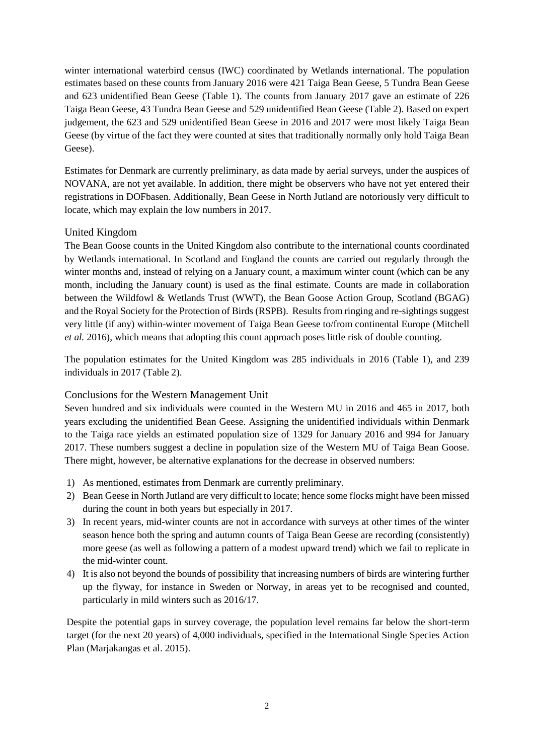winter international waterbird census (IWC) coordinated by Wetlands international. The population estimates based on these counts from January 2016 were 421 Taiga Bean Geese, 5 Tundra Bean Geese and 623 unidentified Bean Geese (Table 1). The counts from January 2017 gave an estimate of 226 Taiga Bean Geese, 43 Tundra Bean Geese and 529 unidentified Bean Geese (Table 2). Based on expert judgement, the 623 and 529 unidentified Bean Geese in 2016 and 2017 were most likely Taiga Bean Geese (by virtue of the fact they were counted at sites that traditionally normally only hold Taiga Bean Geese).

Estimates for Denmark are currently preliminary, as data made by aerial surveys, under the auspices of NOVANA, are not yet available. In addition, there might be observers who have not yet entered their registrations in DOFbasen. Additionally, Bean Geese in North Jutland are notoriously very difficult to locate, which may explain the low numbers in 2017.

### United Kingdom

The Bean Goose counts in the United Kingdom also contribute to the international counts coordinated by Wetlands international. In Scotland and England the counts are carried out regularly through the winter months and, instead of relying on a January count, a maximum winter count (which can be any month, including the January count) is used as the final estimate. Counts are made in collaboration between the Wildfowl & Wetlands Trust (WWT), the Bean Goose Action Group, Scotland (BGAG) and the Royal Society for the Protection of Birds (RSPB). Results from ringing and re-sightings suggest very little (if any) within-winter movement of Taiga Bean Geese to/from continental Europe (Mitchell *et al.* 2016), which means that adopting this count approach poses little risk of double counting.

The population estimates for the United Kingdom was 285 individuals in 2016 (Table 1), and 239 individuals in 2017 (Table 2).

### Conclusions for the Western Management Unit

Seven hundred and six individuals were counted in the Western MU in 2016 and 465 in 2017, both years excluding the unidentified Bean Geese. Assigning the unidentified individuals within Denmark to the Taiga race yields an estimated population size of 1329 for January 2016 and 994 for January 2017. These numbers suggest a decline in population size of the Western MU of Taiga Bean Goose. There might, however, be alternative explanations for the decrease in observed numbers:

1) As mentioned, estimates from Denmark are currently preliminary.
2) Bean Geese in North Jutland are very difficult to locate; hence some flocks might have been missed during the count in both years but especially in 2017.
3) In recent years, mid-winter counts are not in accordance with surveys at other times of the winter season hence both the spring and autumn counts of Taiga Bean Geese are recording (consistently) more geese (as well as following a pattern of a modest upward trend) which we fail to replicate in the mid-winter count.
4) It is also not beyond the bounds of possibility that increasing numbers of birds are wintering further up the flyway, for instance in Sweden or Norway, in areas yet to be recognised and counted, particularly in mild winters such as 2016/17.

Despite the potential gaps in survey coverage, the population level remains far below the short-term target (for the next 20 years) of 4,000 individuals, specified in the International Single Species Action Plan (Marjakangas et al. 2015).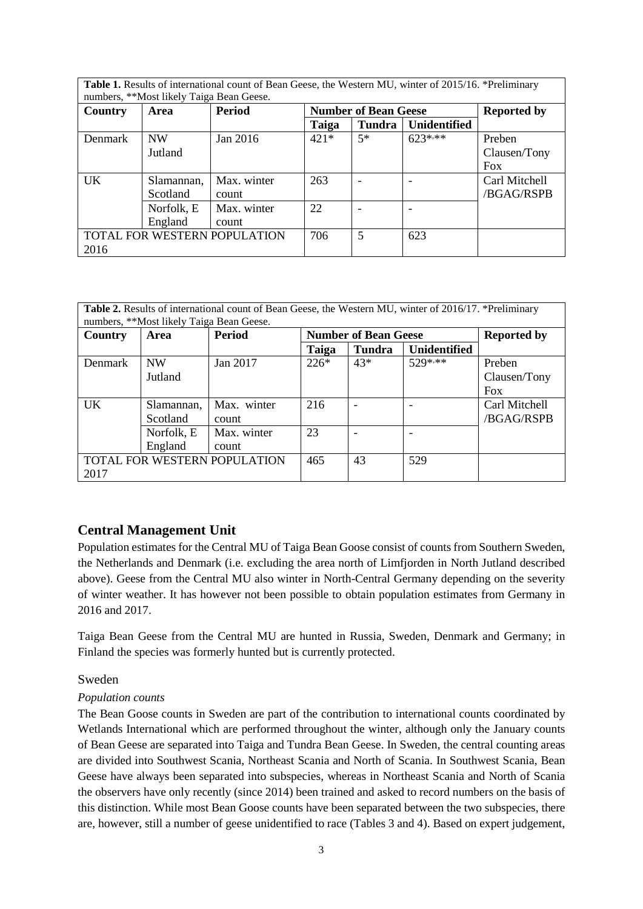**Table 1.** Results of international count of Bean Geese, the Western MU, winter of 2015/16. *Preliminary numbers, **Most likely Taiga Bean Geese.

| Country | Area | Period | Number of Bean Geese | | | Reported by |
|---|---|---|---|---|---|---|
| | | | Taiga | Tundra | Unidentified | |
| Denmark | NW Jutland | Jan 2016 | 421* | 5* | 623*,** | Preben Clausen/Tony Fox |
| UK | Slamannan, Scotland | Max. winter count | 263 | - | - | Carl Mitchell /BGAG/RSPB |
| | Norfolk, E England | Max. winter count | 22 | - | - | |
| TOTAL FOR WESTERN POPULATION 2016 | | | 706 | 5 | 623 | |

**Table 2.** Results of international count of Bean Geese, the Western MU, winter of 2016/17. *Preliminary numbers, **Most likely Taiga Bean Geese.

| Country | Area | Period | Number of Bean Geese | | | Reported by |
|---|---|---|---|---|---|---|
| | | | Taiga | Tundra | Unidentified | |
| Denmark | NW Jutland | Jan 2017 | 226* | 43* | 529*,** | Preben Clausen/Tony Fox |
| UK | Slamannan, Scotland | Max. winter count | 216 | - | - | Carl Mitchell /BGAG/RSPB |
| | Norfolk, E England | Max. winter count | 23 | - | - | |
| TOTAL FOR WESTERN POPULATION 2017 | | | 465 | 43 | 529 | |

## Central Management Unit

Population estimates for the Central MU of Taiga Bean Goose consist of counts from Southern Sweden, the Netherlands and Denmark (i.e. excluding the area north of Limfjorden in North Jutland described above). Geese from the Central MU also winter in North-Central Germany depending on the severity of winter weather. It has however not been possible to obtain population estimates from Germany in 2016 and 2017.

Taiga Bean Geese from the Central MU are hunted in Russia, Sweden, Denmark and Germany; in Finland the species was formerly hunted but is currently protected.

### Sweden

#### *Population counts*

The Bean Goose counts in Sweden are part of the contribution to international counts coordinated by Wetlands International which are performed throughout the winter, although only the January counts of Bean Geese are separated into Taiga and Tundra Bean Geese. In Sweden, the central counting areas are divided into Southwest Scania, Northeast Scania and North of Scania. In Southwest Scania, Bean Geese have always been separated into subspecies, whereas in Northeast Scania and North of Scania the observers have only recently (since 2014) been trained and asked to record numbers on the basis of this distinction. While most Bean Goose counts have been separated between the two subspecies, there are, however, still a number of geese unidentified to race (Tables 3 and 4). Based on expert judgement,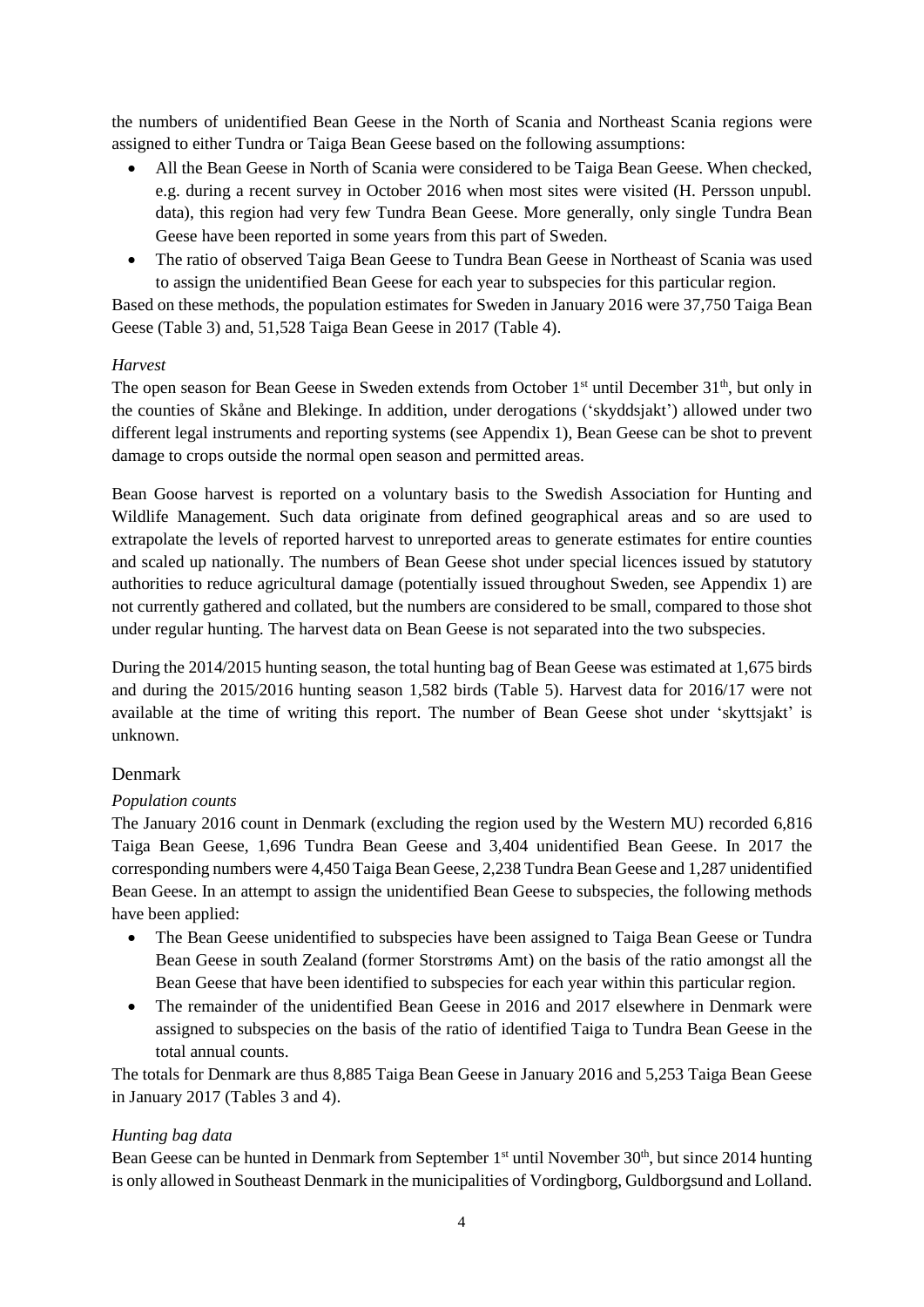the numbers of unidentified Bean Geese in the North of Scania and Northeast Scania regions were assigned to either Tundra or Taiga Bean Geese based on the following assumptions:

- All the Bean Geese in North of Scania were considered to be Taiga Bean Geese. When checked, e.g. during a recent survey in October 2016 when most sites were visited (H. Persson unpubl. data), this region had very few Tundra Bean Geese. More generally, only single Tundra Bean Geese have been reported in some years from this part of Sweden.
- The ratio of observed Taiga Bean Geese to Tundra Bean Geese in Northeast of Scania was used to assign the unidentified Bean Geese for each year to subspecies for this particular region.

Based on these methods, the population estimates for Sweden in January 2016 were 37,750 Taiga Bean Geese (Table 3) and, 51,528 Taiga Bean Geese in 2017 (Table 4).

### *Harvest*

The open season for Bean Geese in Sweden extends from October 1st until December 31th, but only in the counties of Skåne and Blekinge. In addition, under derogations ('skyddsjakt') allowed under two different legal instruments and reporting systems (see Appendix 1), Bean Geese can be shot to prevent damage to crops outside the normal open season and permitted areas.

Bean Goose harvest is reported on a voluntary basis to the Swedish Association for Hunting and Wildlife Management. Such data originate from defined geographical areas and so are used to extrapolate the levels of reported harvest to unreported areas to generate estimates for entire counties and scaled up nationally. The numbers of Bean Geese shot under special licences issued by statutory authorities to reduce agricultural damage (potentially issued throughout Sweden, see Appendix 1) are not currently gathered and collated, but the numbers are considered to be small, compared to those shot under regular hunting. The harvest data on Bean Geese is not separated into the two subspecies.

During the 2014/2015 hunting season, the total hunting bag of Bean Geese was estimated at 1,675 birds and during the 2015/2016 hunting season 1,582 birds (Table 5). Harvest data for 2016/17 were not available at the time of writing this report. The number of Bean Geese shot under 'skyttsjakt' is unknown.

## Denmark

### *Population counts*

The January 2016 count in Denmark (excluding the region used by the Western MU) recorded 6,816 Taiga Bean Geese, 1,696 Tundra Bean Geese and 3,404 unidentified Bean Geese. In 2017 the corresponding numbers were 4,450 Taiga Bean Geese, 2,238 Tundra Bean Geese and 1,287 unidentified Bean Geese. In an attempt to assign the unidentified Bean Geese to subspecies, the following methods have been applied:

- The Bean Geese unidentified to subspecies have been assigned to Taiga Bean Geese or Tundra Bean Geese in south Zealand (former Storstrøms Amt) on the basis of the ratio amongst all the Bean Geese that have been identified to subspecies for each year within this particular region.
- The remainder of the unidentified Bean Geese in 2016 and 2017 elsewhere in Denmark were assigned to subspecies on the basis of the ratio of identified Taiga to Tundra Bean Geese in the total annual counts.

The totals for Denmark are thus 8,885 Taiga Bean Geese in January 2016 and 5,253 Taiga Bean Geese in January 2017 (Tables 3 and 4).

### *Hunting bag data*

Bean Geese can be hunted in Denmark from September 1st until November 30th, but since 2014 hunting is only allowed in Southeast Denmark in the municipalities of Vordingborg, Guldborgsund and Lolland.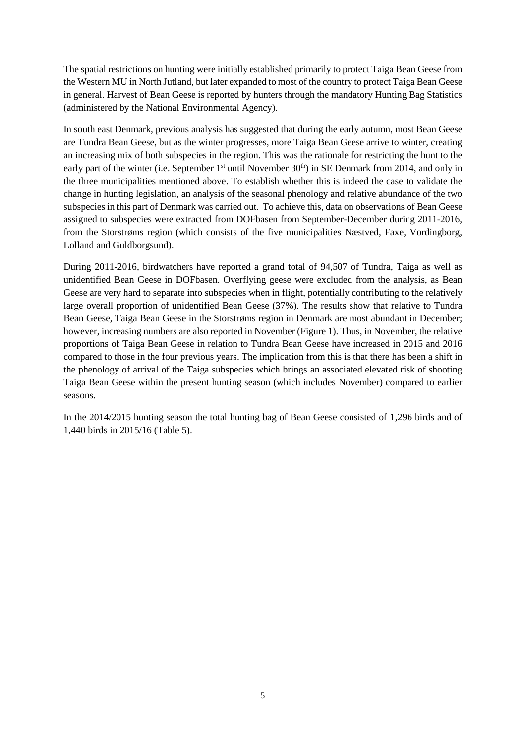The spatial restrictions on hunting were initially established primarily to protect Taiga Bean Geese from the Western MU in North Jutland, but later expanded to most of the country to protect Taiga Bean Geese in general. Harvest of Bean Geese is reported by hunters through the mandatory Hunting Bag Statistics (administered by the National Environmental Agency).

In south east Denmark, previous analysis has suggested that during the early autumn, most Bean Geese are Tundra Bean Geese, but as the winter progresses, more Taiga Bean Geese arrive to winter, creating an increasing mix of both subspecies in the region. This was the rationale for restricting the hunt to the early part of the winter (i.e. September 1st until November 30th) in SE Denmark from 2014, and only in the three municipalities mentioned above. To establish whether this is indeed the case to validate the change in hunting legislation, an analysis of the seasonal phenology and relative abundance of the two subspecies in this part of Denmark was carried out. To achieve this, data on observations of Bean Geese assigned to subspecies were extracted from DOFbasen from September-December during 2011-2016, from the Storstrøms region (which consists of the five municipalities Næstved, Faxe, Vordingborg, Lolland and Guldborgsund).

During 2011-2016, birdwatchers have reported a grand total of 94,507 of Tundra, Taiga as well as unidentified Bean Geese in DOFbasen. Overflying geese were excluded from the analysis, as Bean Geese are very hard to separate into subspecies when in flight, potentially contributing to the relatively large overall proportion of unidentified Bean Geese (37%). The results show that relative to Tundra Bean Geese, Taiga Bean Geese in the Storstrøms region in Denmark are most abundant in December; however, increasing numbers are also reported in November (Figure 1). Thus, in November, the relative proportions of Taiga Bean Geese in relation to Tundra Bean Geese have increased in 2015 and 2016 compared to those in the four previous years. The implication from this is that there has been a shift in the phenology of arrival of the Taiga subspecies which brings an associated elevated risk of shooting Taiga Bean Geese within the present hunting season (which includes November) compared to earlier seasons.

In the 2014/2015 hunting season the total hunting bag of Bean Geese consisted of 1,296 birds and of 1,440 birds in 2015/16 (Table 5).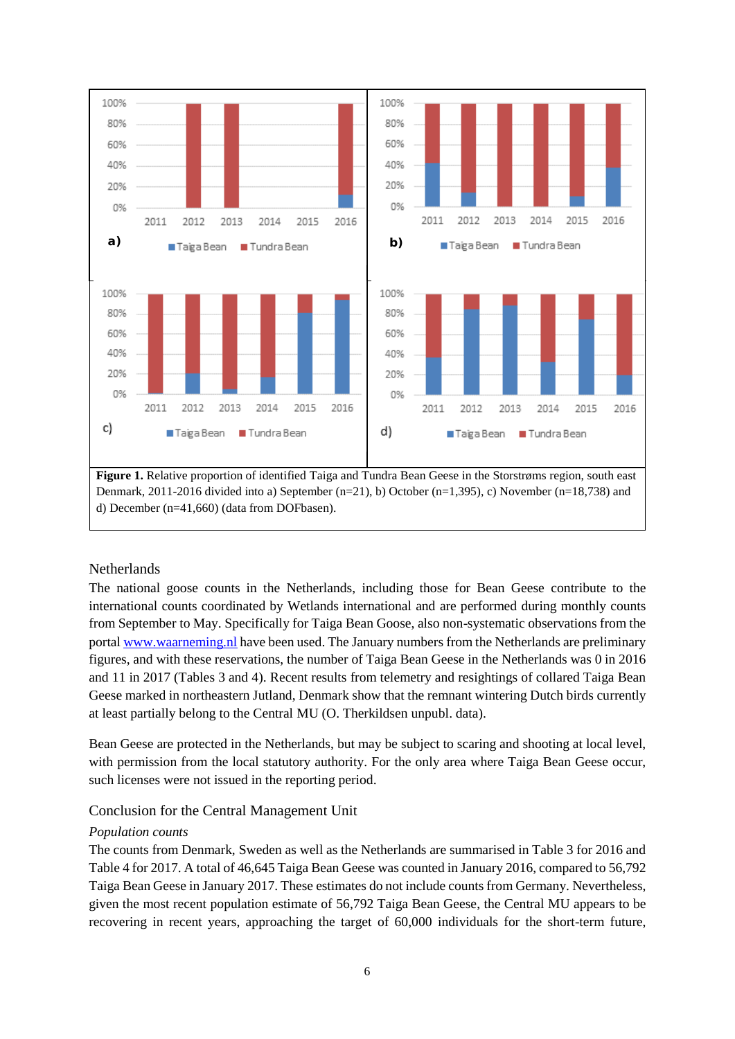**Figure 1.** Relative proportion of identified Taiga and Tundra Bean Geese in the Storstrøms region, south east Denmark, 2011-2016 divided into a) September (n=21), b) October (n=1,395), c) November (n=18,738) and d) December (n=41,660) (data from DOFbasen).

## Netherlands

The national goose counts in the Netherlands, including those for Bean Geese contribute to the international counts coordinated by Wetlands international and are performed during monthly counts from September to May. Specifically for Taiga Bean Goose, also non-systematic observations from the portal www.waarneming.nl have been used. The January numbers from the Netherlands are preliminary figures, and with these reservations, the number of Taiga Bean Geese in the Netherlands was 0 in 2016 and 11 in 2017 (Tables 3 and 4). Recent results from telemetry and resightings of collared Taiga Bean Geese marked in northeastern Jutland, Denmark show that the remnant wintering Dutch birds currently at least partially belong to the Central MU (O. Therkildsen unpubl. data).

Bean Geese are protected in the Netherlands, but may be subject to scaring and shooting at local level, with permission from the local statutory authority. For the only area where Taiga Bean Geese occur, such licenses were not issued in the reporting period.

## Conclusion for the Central Management Unit

*Population counts*

The counts from Denmark, Sweden as well as the Netherlands are summarised in Table 3 for 2016 and Table 4 for 2017. A total of 46,645 Taiga Bean Geese was counted in January 2016, compared to 56,792 Taiga Bean Geese in January 2017. These estimates do not include counts from Germany. Nevertheless, given the most recent population estimate of 56,792 Taiga Bean Geese, the Central MU appears to be recovering in recent years, approaching the target of 60,000 individuals for the short-term future,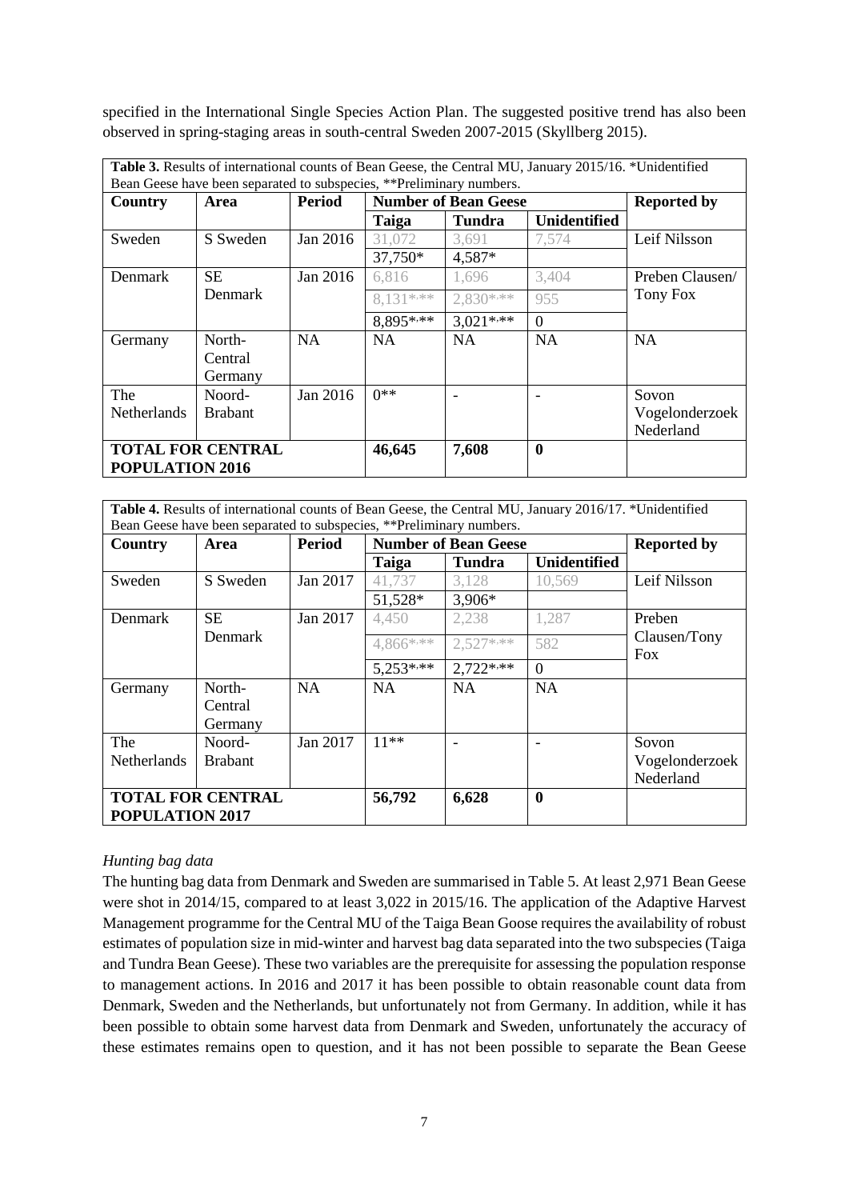specified in the International Single Species Action Plan. The suggested positive trend has also been observed in spring-staging areas in south-central Sweden 2007-2015 (Skyllberg 2015).

**Table 3.** Results of international counts of Bean Geese, the Central MU, January 2015/16. *Unidentified Bean Geese have been separated to subspecies, **Preliminary numbers.

| Country | Area | Period | Number of Bean Geese | | | Reported by |
|---|---|---|---|---|---|---|
| | | | Taiga | Tundra | Unidentified | |
| Sweden | S Sweden | Jan 2016 | 31,072 | 3,691 | 7,574 | Leif Nilsson |
| | | | 37,750* | 4,587* | | |
| Denmark | SE Denmark | Jan 2016 | 6,816 | 1,696 | 3,404 | Preben Clausen/ Tony Fox |
| | | | 8,131*,** | 2,830*,** | 955 | |
| | | | 8,895*,** | 3,021*,** | 0 | |
| Germany | North-Central Germany | NA | NA | NA | NA | NA |
| The Netherlands | Noord-Brabant | Jan 2016 | 0** | - | - | Sovon Vogelonderzoek Nederland |
| **TOTAL FOR CENTRAL POPULATION 2016** | | | **46,645** | **7,608** | **0** | |

**Table 4.** Results of international counts of Bean Geese, the Central MU, January 2016/17. *Unidentified Bean Geese have been separated to subspecies, **Preliminary numbers.

| Country | Area | Period | Number of Bean Geese | | | Reported by |
|---|---|---|---|---|---|---|
| | | | Taiga | Tundra | Unidentified | |
| Sweden | S Sweden | Jan 2017 | 41,737 | 3,128 | 10,569 | Leif Nilsson |
| | | | 51,528* | 3,906* | | |
| Denmark | SE Denmark | Jan 2017 | 4,450 | 2,238 | 1,287 | Preben Clausen/Tony Fox |
| | | | 4,866*,** | 2,527*,** | 582 | |
| | | | 5,253*,** | 2,722*,** | 0 | |
| Germany | North-Central Germany | NA | NA | NA | NA | |
| The Netherlands | Noord-Brabant | Jan 2017 | 11** | - | - | Sovon Vogelonderzoek Nederland |
| **TOTAL FOR CENTRAL POPULATION 2017** | | | **56,792** | **6,628** | **0** | |

*Hunting bag data*

The hunting bag data from Denmark and Sweden are summarised in Table 5. At least 2,971 Bean Geese were shot in 2014/15, compared to at least 3,022 in 2015/16. The application of the Adaptive Harvest Management programme for the Central MU of the Taiga Bean Goose requires the availability of robust estimates of population size in mid-winter and harvest bag data separated into the two subspecies (Taiga and Tundra Bean Geese). These two variables are the prerequisite for assessing the population response to management actions. In 2016 and 2017 it has been possible to obtain reasonable count data from Denmark, Sweden and the Netherlands, but unfortunately not from Germany. In addition, while it has been possible to obtain some harvest data from Denmark and Sweden, unfortunately the accuracy of these estimates remains open to question, and it has not been possible to separate the Bean Geese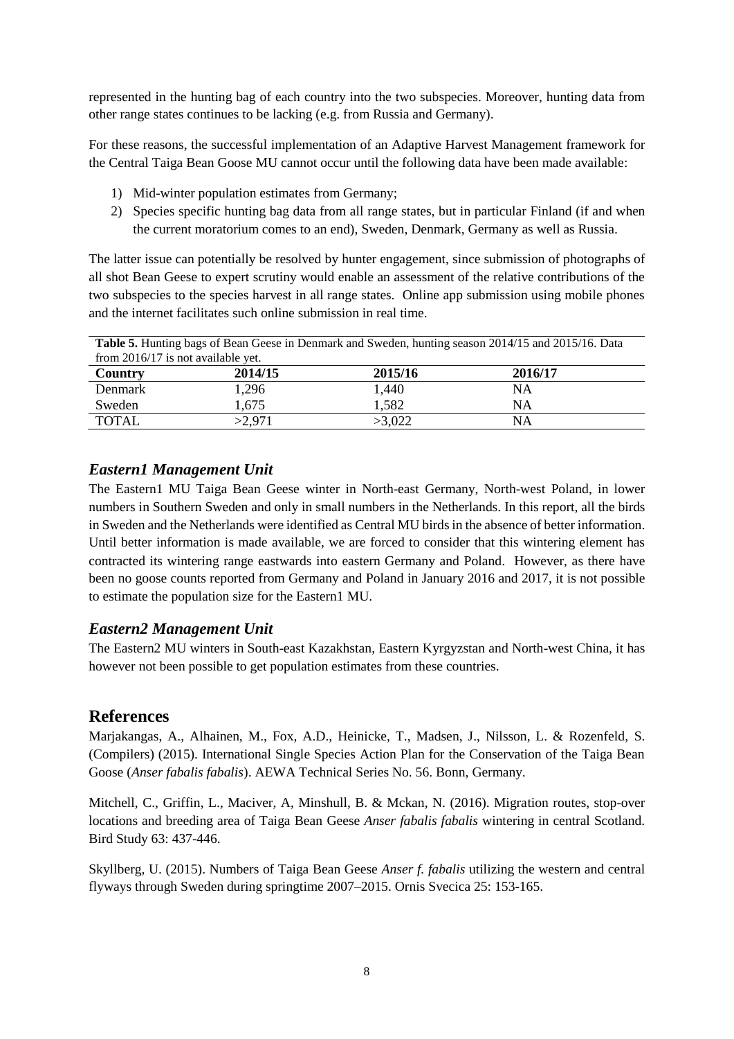represented in the hunting bag of each country into the two subspecies. Moreover, hunting data from other range states continues to be lacking (e.g. from Russia and Germany).

For these reasons, the successful implementation of an Adaptive Harvest Management framework for the Central Taiga Bean Goose MU cannot occur until the following data have been made available:

1) Mid-winter population estimates from Germany;
2) Species specific hunting bag data from all range states, but in particular Finland (if and when the current moratorium comes to an end), Sweden, Denmark, Germany as well as Russia.

The latter issue can potentially be resolved by hunter engagement, since submission of photographs of all shot Bean Geese to expert scrutiny would enable an assessment of the relative contributions of the two subspecies to the species harvest in all range states. Online app submission using mobile phones and the internet facilitates such online submission in real time.

**Table 5.** Hunting bags of Bean Geese in Denmark and Sweden, hunting season 2014/15 and 2015/16. Data from 2016/17 is not available yet.

| Country | 2014/15 | 2015/16 | 2016/17 |
|---|---|---|---|
| Denmark | 1,296 | 1,440 | NA |
| Sweden | 1,675 | 1,582 | NA |
| TOTAL | >2,971 | >3,022 | NA |

### *Eastern1 Management Unit*

The Eastern1 MU Taiga Bean Geese winter in North-east Germany, North-west Poland, in lower numbers in Southern Sweden and only in small numbers in the Netherlands. In this report, all the birds in Sweden and the Netherlands were identified as Central MU birds in the absence of better information. Until better information is made available, we are forced to consider that this wintering element has contracted its wintering range eastwards into eastern Germany and Poland. However, as there have been no goose counts reported from Germany and Poland in January 2016 and 2017, it is not possible to estimate the population size for the Eastern1 MU.

### *Eastern2 Management Unit*

The Eastern2 MU winters in South-east Kazakhstan, Eastern Kyrgyzstan and North-west China, it has however not been possible to get population estimates from these countries.

## References

Marjakangas, A., Alhainen, M., Fox, A.D., Heinicke, T., Madsen, J., Nilsson, L. & Rozenfeld, S. (Compilers) (2015). International Single Species Action Plan for the Conservation of the Taiga Bean Goose (*Anser fabalis fabalis*). AEWA Technical Series No. 56. Bonn, Germany.

Mitchell, C., Griffin, L., Maciver, A, Minshull, B. & Mckan, N. (2016). Migration routes, stop-over locations and breeding area of Taiga Bean Geese *Anser fabalis fabalis* wintering in central Scotland. Bird Study 63: 437-446.

Skyllberg, U. (2015). Numbers of Taiga Bean Geese *Anser f. fabalis* utilizing the western and central flyways through Sweden during springtime 2007–2015. Ornis Svecica 25: 153-165.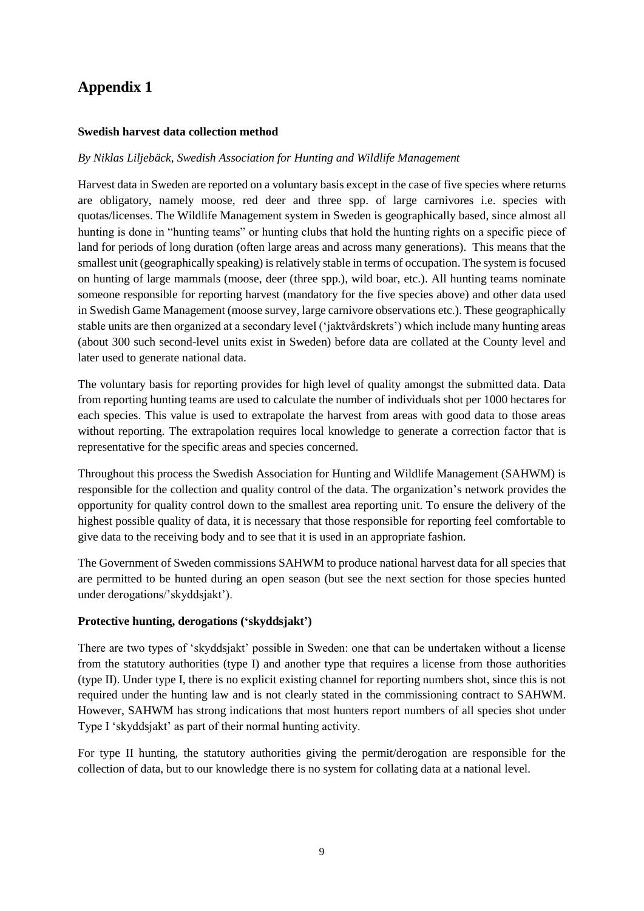# Appendix 1

**Swedish harvest data collection method**

*By Niklas Liljebäck, Swedish Association for Hunting and Wildlife Management*

Harvest data in Sweden are reported on a voluntary basis except in the case of five species where returns are obligatory, namely moose, red deer and three spp. of large carnivores i.e. species with quotas/licenses. The Wildlife Management system in Sweden is geographically based, since almost all hunting is done in "hunting teams" or hunting clubs that hold the hunting rights on a specific piece of land for periods of long duration (often large areas and across many generations). This means that the smallest unit (geographically speaking) is relatively stable in terms of occupation. The system is focused on hunting of large mammals (moose, deer (three spp.), wild boar, etc.). All hunting teams nominate someone responsible for reporting harvest (mandatory for the five species above) and other data used in Swedish Game Management (moose survey, large carnivore observations etc.). These geographically stable units are then organized at a secondary level ('jaktvårdskrets') which include many hunting areas (about 300 such second-level units exist in Sweden) before data are collated at the County level and later used to generate national data.

The voluntary basis for reporting provides for high level of quality amongst the submitted data. Data from reporting hunting teams are used to calculate the number of individuals shot per 1000 hectares for each species. This value is used to extrapolate the harvest from areas with good data to those areas without reporting. The extrapolation requires local knowledge to generate a correction factor that is representative for the specific areas and species concerned.

Throughout this process the Swedish Association for Hunting and Wildlife Management (SAHWM) is responsible for the collection and quality control of the data. The organization's network provides the opportunity for quality control down to the smallest area reporting unit. To ensure the delivery of the highest possible quality of data, it is necessary that those responsible for reporting feel comfortable to give data to the receiving body and to see that it is used in an appropriate fashion.

The Government of Sweden commissions SAHWM to produce national harvest data for all species that are permitted to be hunted during an open season (but see the next section for those species hunted under derogations/'skyddsjakt').

**Protective hunting, derogations ('skyddsjakt')**

There are two types of 'skyddsjakt' possible in Sweden: one that can be undertaken without a license from the statutory authorities (type I) and another type that requires a license from those authorities (type II). Under type I, there is no explicit existing channel for reporting numbers shot, since this is not required under the hunting law and is not clearly stated in the commissioning contract to SAHWM. However, SAHWM has strong indications that most hunters report numbers of all species shot under Type I 'skyddsjakt' as part of their normal hunting activity.

For type II hunting, the statutory authorities giving the permit/derogation are responsible for the collection of data, but to our knowledge there is no system for collating data at a national level.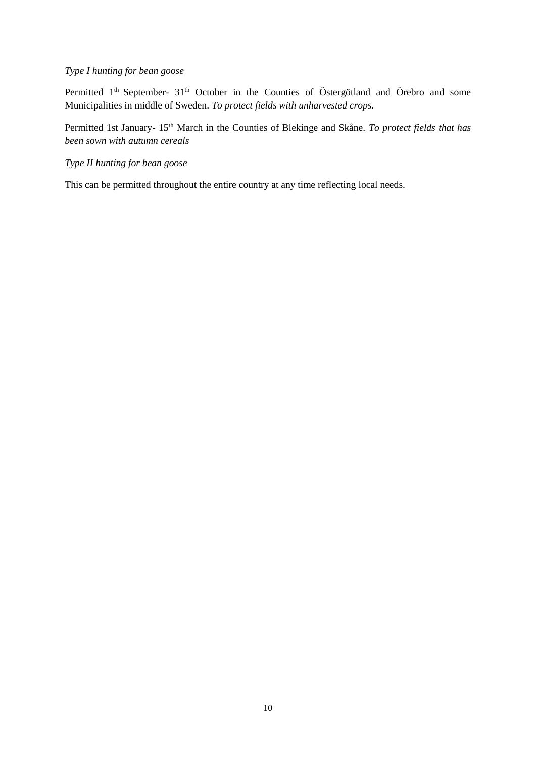*Type I hunting for bean goose*

Permitted 1th September- 31th October in the Counties of Östergötland and Örebro and some Municipalities in middle of Sweden. *To protect fields with unharvested crops.*

Permitted 1st January- 15th March in the Counties of Blekinge and Skåne. *To protect fields that has been sown with autumn cereals*

*Type II hunting for bean goose*

This can be permitted throughout the entire country at any time reflecting local needs.